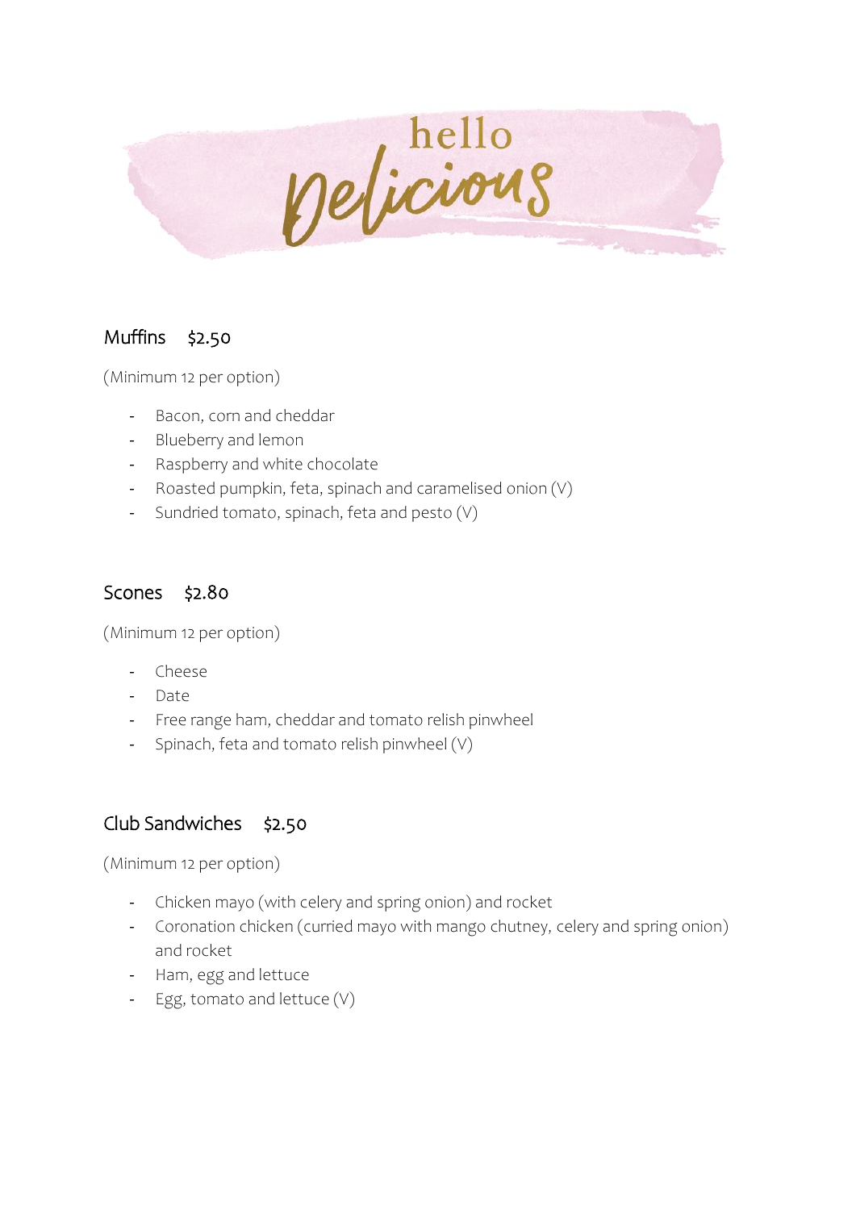# hello Delicious

## Muffins $2.50

(Minimum 12 per option)

- Bacon, corn and cheddar
- Blueberry and lemon
- Raspberry and white chocolate
- Roasted pumpkin, feta, spinach and caramelised onion (V)
- Sundried tomato, spinach, feta and pesto (V)

## Scones $2.80

(Minimum 12 per option)

- Cheese
- Date
- Free range ham, cheddar and tomato relish pinwheel
- Spinach, feta and tomato relish pinwheel (V)

## Club Sandwiches $2.50

(Minimum 12 per option)

- Chicken mayo (with celery and spring onion) and rocket
- Coronation chicken (curried mayo with mango chutney, celery and spring onion) and rocket
- Ham, egg and lettuce
- Egg, tomato and lettuce (V)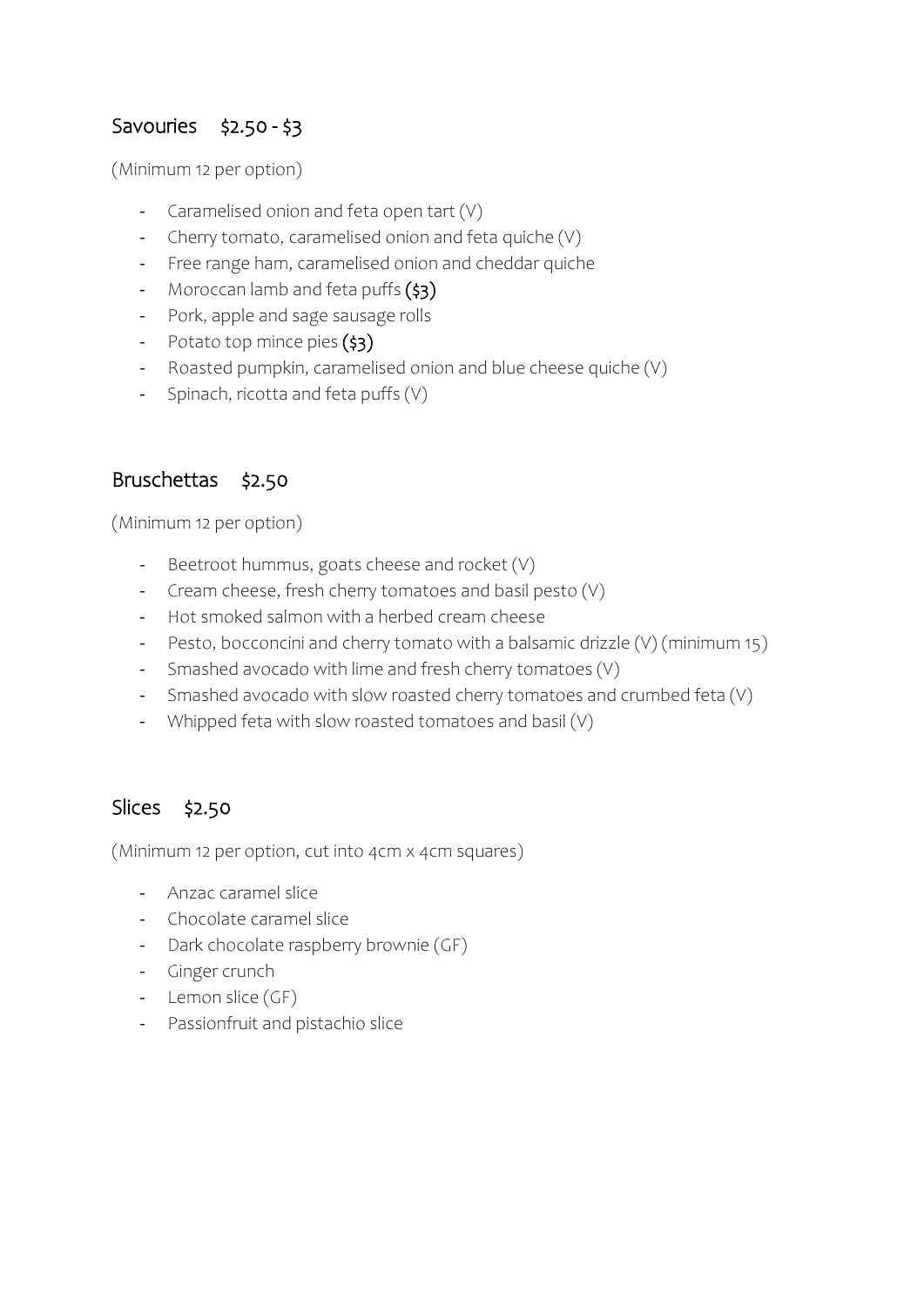## Savouries $2.50 - $3

(Minimum 12 per option)

- Caramelised onion and feta open tart (V)
- Cherry tomato, caramelised onion and feta quiche (V)
- Free range ham, caramelised onion and cheddar quiche
- Moroccan lamb and feta puffs **($3)**
- Pork, apple and sage sausage rolls
- Potato top mince pies **($3)**
- Roasted pumpkin, caramelised onion and blue cheese quiche (V)
- Spinach, ricotta and feta puffs (V)

## Bruschettas $2.50

(Minimum 12 per option)

- Beetroot hummus, goats cheese and rocket (V)
- Cream cheese, fresh cherry tomatoes and basil pesto (V)
- Hot smoked salmon with a herbed cream cheese
- Pesto, bocconcini and cherry tomato with a balsamic drizzle (V) (minimum 15)
- Smashed avocado with lime and fresh cherry tomatoes (V)
- Smashed avocado with slow roasted cherry tomatoes and crumbed feta (V)
- Whipped feta with slow roasted tomatoes and basil (V)

## Slices $2.50

(Minimum 12 per option, cut into 4cm x 4cm squares)

- Anzac caramel slice
- Chocolate caramel slice
- Dark chocolate raspberry brownie (GF)
- Ginger crunch
- Lemon slice (GF)
- Passionfruit and pistachio slice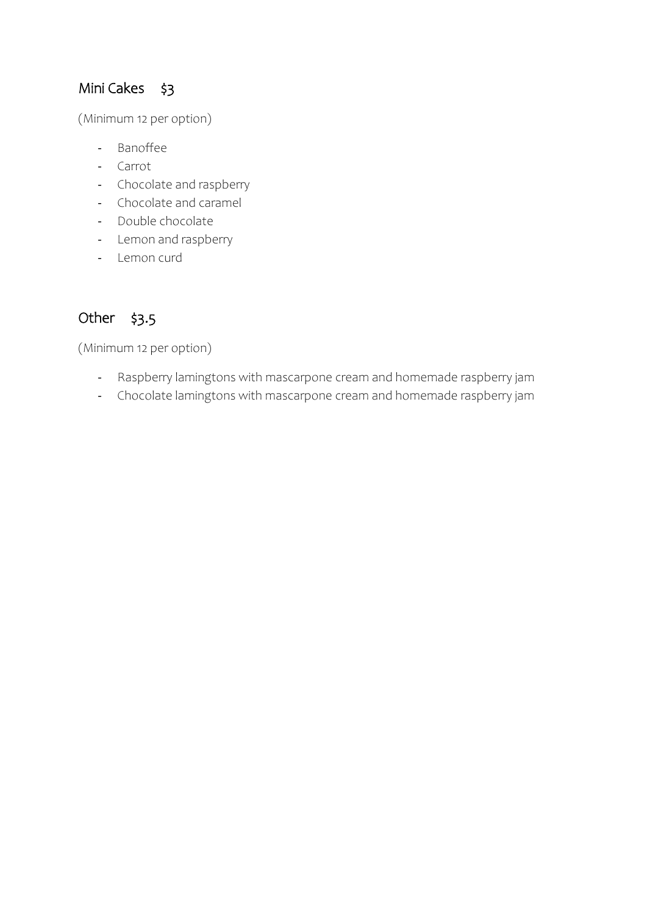## Mini Cakes $3

(Minimum 12 per option)

- Banoffee
- Carrot
- Chocolate and raspberry
- Chocolate and caramel
- Double chocolate
- Lemon and raspberry
- Lemon curd

## Other $3.5

(Minimum 12 per option)

- Raspberry lamingtons with mascarpone cream and homemade raspberry jam
- Chocolate lamingtons with mascarpone cream and homemade raspberry jam